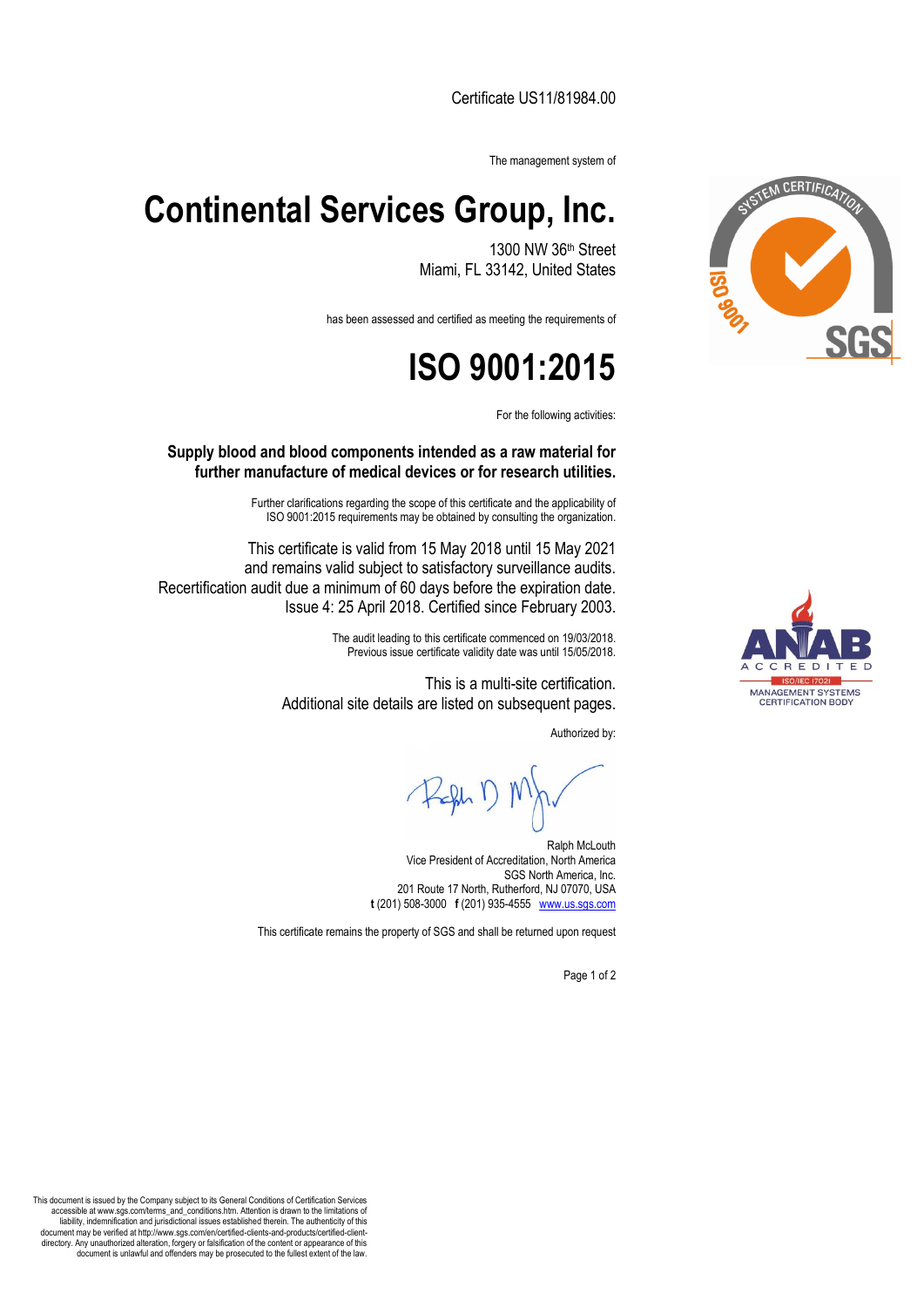Certificate US11/81984.00

The management system of

# Continental Services Group, Inc.

1300 NW 36th Street
Miami, FL 33142, United States

has been assessed and certified as meeting the requirements of

# ISO 9001:2015

For the following activities:

**Supply blood and blood components intended as a raw material for further manufacture of medical devices or for research utilities.**

Further clarifications regarding the scope of this certificate and the applicability of ISO 9001:2015 requirements may be obtained by consulting the organization.

This certificate is valid from 15 May 2018 until 15 May 2021 and remains valid subject to satisfactory surveillance audits.
Recertification audit due a minimum of 60 days before the expiration date.
Issue 4: 25 April 2018. Certified since February 2003.

The audit leading to this certificate commenced on 19/03/2018.
Previous issue certificate validity date was until 15/05/2018.

This is a multi-site certification.
Additional site details are listed on subsequent pages.

Authorized by:

Ralph McLouth
Vice President of Accreditation, North America
SGS North America, Inc.
201 Route 17 North, Rutherford, NJ 07070, USA
**t** (201) 508-3000 **f** (201) 935-4555 www.us.sgs.com

This certificate remains the property of SGS and shall be returned upon request

SYSTEM CERTIFICATION ISO 9001 SGS

ANAB ACCREDITED ISO/IEC 17021 MANAGEMENT SYSTEMS CERTIFICATION BODY

This document is issued by the Company subject to its General Conditions of Certification Services accessible at www.sgs.com/terms_and_conditions.htm. Attention is drawn to the limitations of liability, indemnification and jurisdictional issues established therein. The authenticity of this document may be verified at http://www.sgs.com/en/certified-clients-and-products/certified-client-directory. Any unauthorized alteration, forgery or falsification of the content or appearance of this document is unlawful and offenders may be prosecuted to the fullest extent of the law.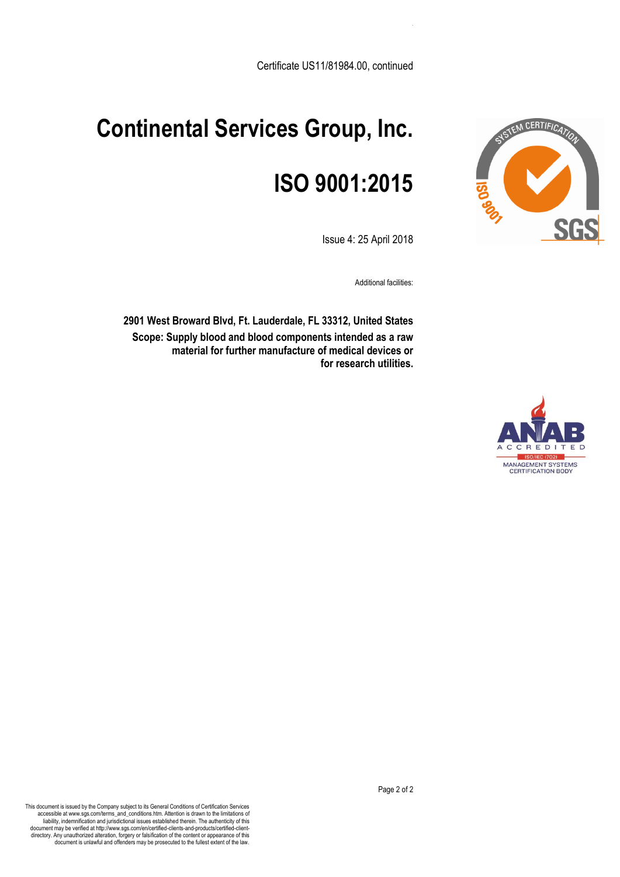Certificate US11/81984.00, continued

# Continental Services Group, Inc.

# ISO 9001:2015

Issue 4: 25 April 2018

Additional facilities:

**2901 West Broward Blvd, Ft. Lauderdale, FL 33312, United States**

**Scope: Supply blood and blood components intended as a raw material for further manufacture of medical devices or for research utilities.**

This document is issued by the Company subject to its General Conditions of Certification Services accessible at www.sgs.com/terms_and_conditions.htm. Attention is drawn to the limitations of liability, indemnification and jurisdictional issues established therein. The authenticity of this document may be verified at http://www.sgs.com/en/certified-clients-and-products/certified-client-directory. Any unauthorized alteration, forgery or falsification of the content or appearance of this document is unlawful and offenders may be prosecuted to the fullest extent of the law.